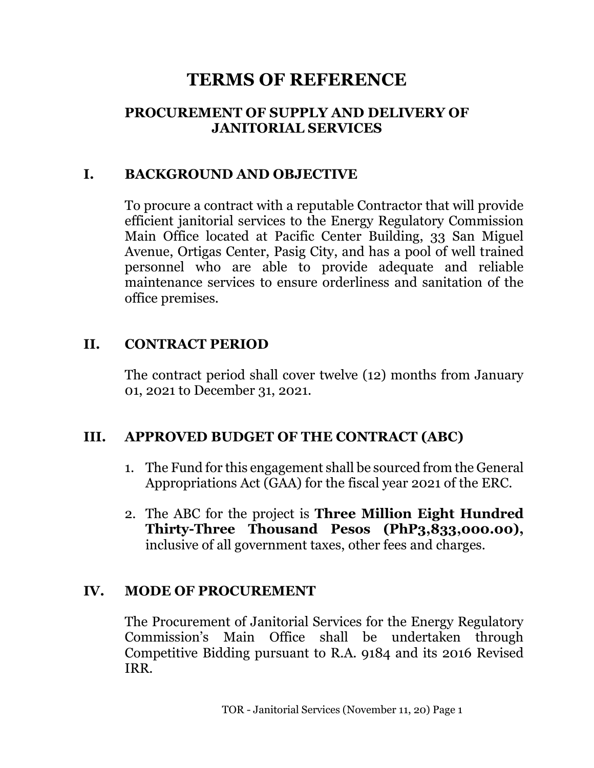# TERMS OF REFERENCE

## PROCUREMENT OF SUPPLY AND DELIVERY OF JANITORIAL SERVICES

## I. BACKGROUND AND OBJECTIVE

To procure a contract with a reputable Contractor that will provide efficient janitorial services to the Energy Regulatory Commission Main Office located at Pacific Center Building, 33 San Miguel Avenue, Ortigas Center, Pasig City, and has a pool of well trained personnel who are able to provide adequate and reliable maintenance services to ensure orderliness and sanitation of the office premises.

## II. CONTRACT PERIOD

The contract period shall cover twelve (12) months from January 01, 2021 to December 31, 2021.

## III. APPROVED BUDGET OF THE CONTRACT (ABC)

1. The Fund for this engagement shall be sourced from the General Appropriations Act (GAA) for the fiscal year 2021 of the ERC.
2. The ABC for the project is **Three Million Eight Hundred Thirty-Three Thousand Pesos (PhP3,833,000.00),** inclusive of all government taxes, other fees and charges.

## IV. MODE OF PROCUREMENT

The Procurement of Janitorial Services for the Energy Regulatory Commission's Main Office shall be undertaken through Competitive Bidding pursuant to R.A. 9184 and its 2016 Revised IRR.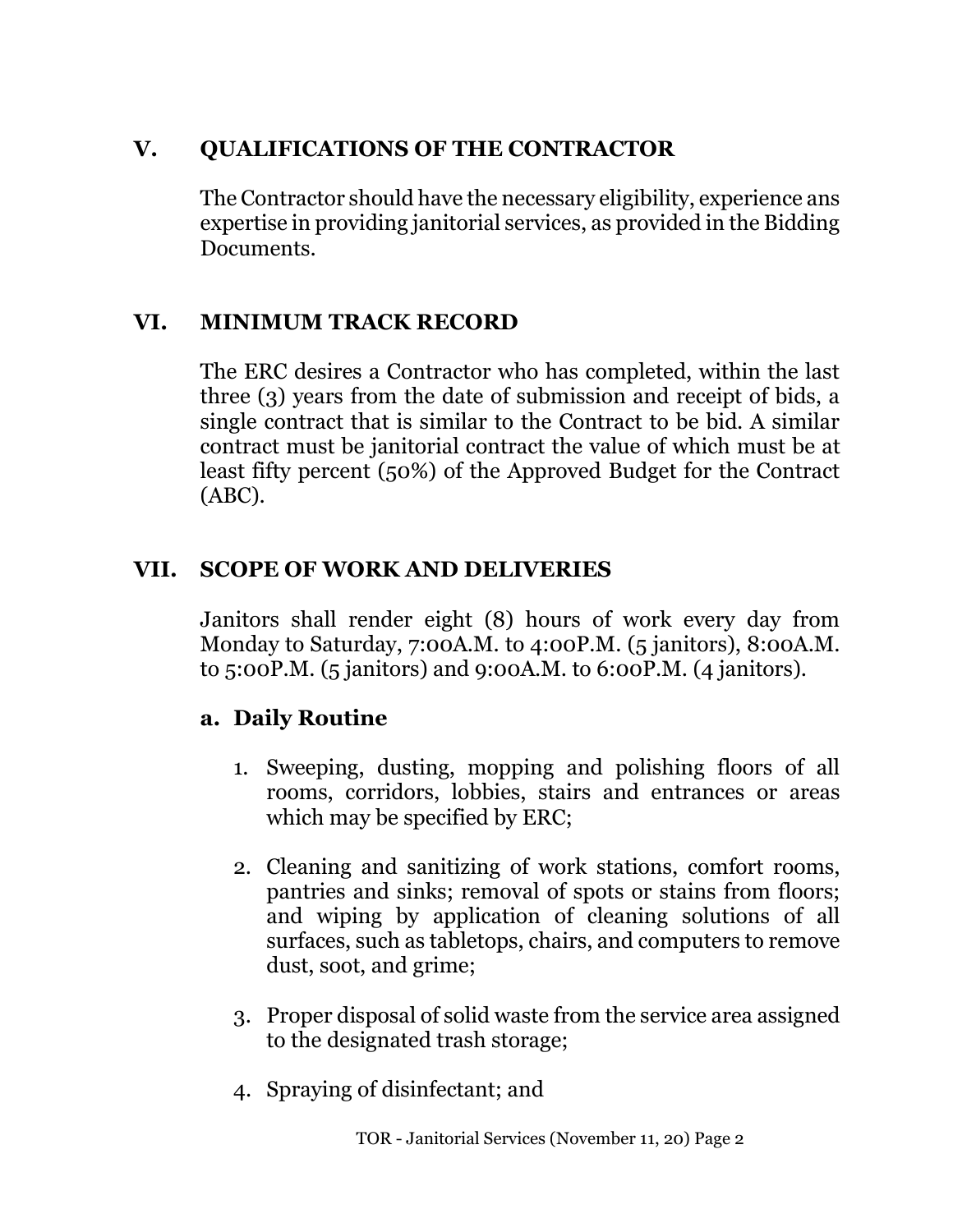## V. QUALIFICATIONS OF THE CONTRACTOR

The Contractor should have the necessary eligibility, experience ans expertise in providing janitorial services, as provided in the Bidding Documents.

## VI. MINIMUM TRACK RECORD

The ERC desires a Contractor who has completed, within the last three (3) years from the date of submission and receipt of bids, a single contract that is similar to the Contract to be bid. A similar contract must be janitorial contract the value of which must be at least fifty percent (50%) of the Approved Budget for the Contract (ABC).

## VII. SCOPE OF WORK AND DELIVERIES

Janitors shall render eight (8) hours of work every day from Monday to Saturday, 7:00A.M. to 4:00P.M. (5 janitors), 8:00A.M. to 5:00P.M. (5 janitors) and 9:00A.M. to 6:00P.M. (4 janitors).

### a. Daily Routine

1. Sweeping, dusting, mopping and polishing floors of all rooms, corridors, lobbies, stairs and entrances or areas which may be specified by ERC;

2. Cleaning and sanitizing of work stations, comfort rooms, pantries and sinks; removal of spots or stains from floors; and wiping by application of cleaning solutions of all surfaces, such as tabletops, chairs, and computers to remove dust, soot, and grime;

3. Proper disposal of solid waste from the service area assigned to the designated trash storage;

4. Spraying of disinfectant; and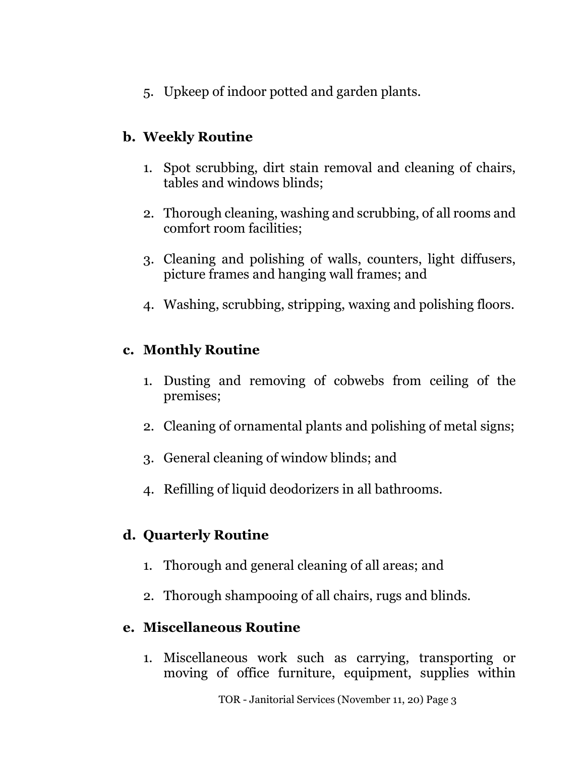5. Upkeep of indoor potted and garden plants.

**b. Weekly Routine**

1. Spot scrubbing, dirt stain removal and cleaning of chairs, tables and windows blinds;

2. Thorough cleaning, washing and scrubbing, of all rooms and comfort room facilities;

3. Cleaning and polishing of walls, counters, light diffusers, picture frames and hanging wall frames; and

4. Washing, scrubbing, stripping, waxing and polishing floors.

**c. Monthly Routine**

1. Dusting and removing of cobwebs from ceiling of the premises;

2. Cleaning of ornamental plants and polishing of metal signs;

3. General cleaning of window blinds; and

4. Refilling of liquid deodorizers in all bathrooms.

**d. Quarterly Routine**

1. Thorough and general cleaning of all areas; and

2. Thorough shampooing of all chairs, rugs and blinds.

**e. Miscellaneous Routine**

1. Miscellaneous work such as carrying, transporting or moving of office furniture, equipment, supplies within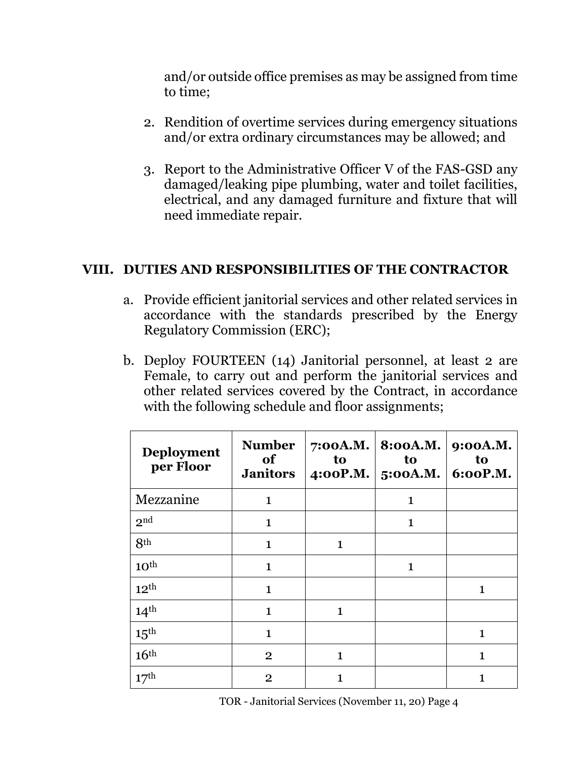and/or outside office premises as may be assigned from time to time;

2. Rendition of overtime services during emergency situations and/or extra ordinary circumstances may be allowed; and

3. Report to the Administrative Officer V of the FAS-GSD any damaged/leaking pipe plumbing, water and toilet facilities, electrical, and any damaged furniture and fixture that will need immediate repair.

## VIII. DUTIES AND RESPONSIBILITIES OF THE CONTRACTOR

a. Provide efficient janitorial services and other related services in accordance with the standards prescribed by the Energy Regulatory Commission (ERC);

b. Deploy FOURTEEN (14) Janitorial personnel, at least 2 are Female, to carry out and perform the janitorial services and other related services covered by the Contract, in accordance with the following schedule and floor assignments;

| Deployment per Floor | Number of Janitors | 7:00A.M. to 4:00P.M. | 8:00A.M. to 5:00A.M. | 9:00A.M. to 6:00P.M. |
|---|---|---|---|---|
| Mezzanine | 1 | | 1 | |
| 2nd | 1 | | 1 | |
| 8th | 1 | 1 | | |
| 10th | 1 | | 1 | |
| 12th | 1 | | | 1 |
| 14th | 1 | 1 | | |
| 15th | 1 | | | 1 |
| 16th | 2 | 1 | | 1 |
| 17th | 2 | 1 | | 1 |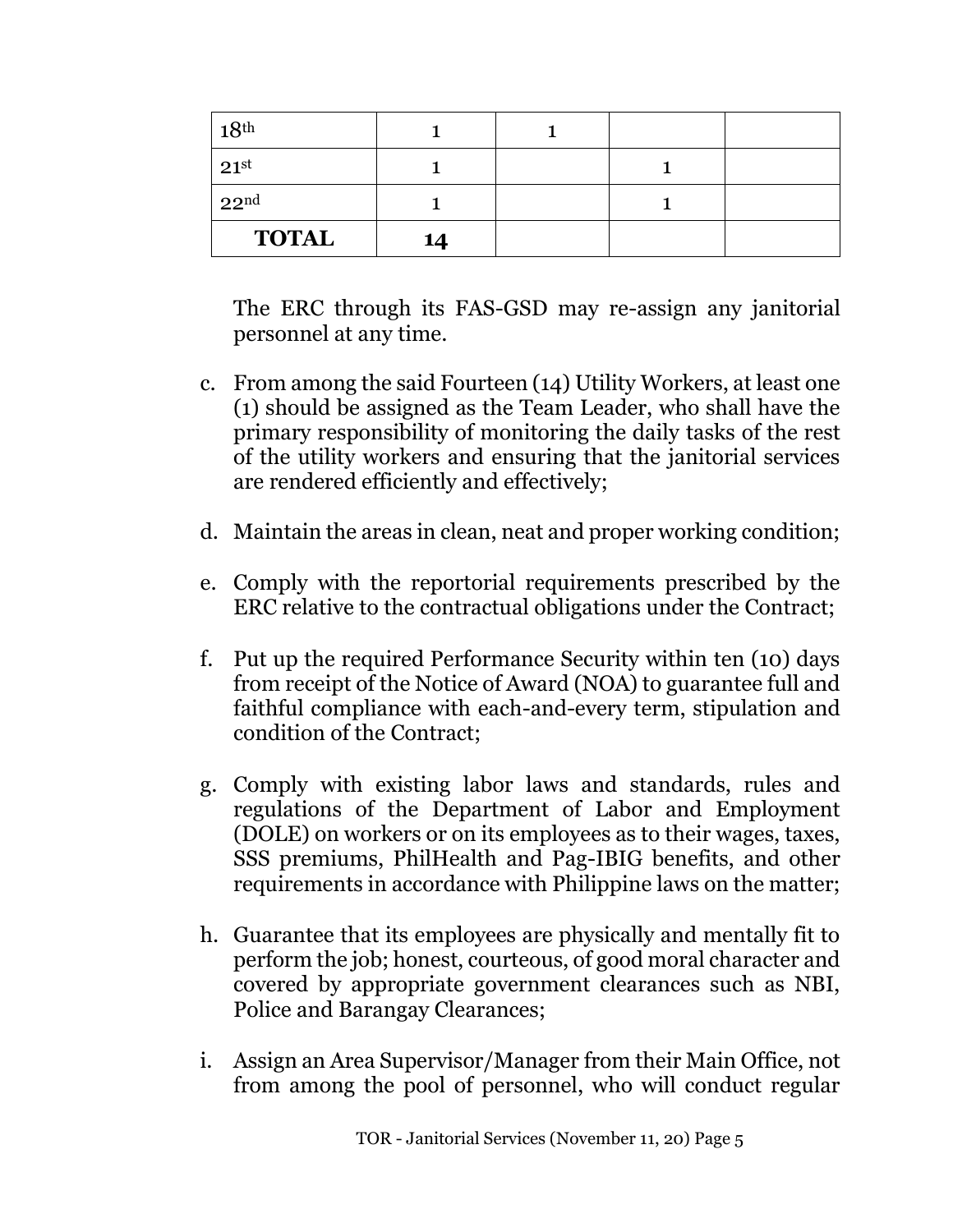| | | | | |
|---|---|---|---|---|
| 18th | 1 | 1 | | |
| 21st | 1 | | 1 | |
| 22nd | 1 | | 1 | |
| **TOTAL** | **14** | | | |

The ERC through its FAS-GSD may re-assign any janitorial personnel at any time.

c. From among the said Fourteen (14) Utility Workers, at least one (1) should be assigned as the Team Leader, who shall have the primary responsibility of monitoring the daily tasks of the rest of the utility workers and ensuring that the janitorial services are rendered efficiently and effectively;

d. Maintain the areas in clean, neat and proper working condition;

e. Comply with the reportorial requirements prescribed by the ERC relative to the contractual obligations under the Contract;

f. Put up the required Performance Security within ten (10) days from receipt of the Notice of Award (NOA) to guarantee full and faithful compliance with each-and-every term, stipulation and condition of the Contract;

g. Comply with existing labor laws and standards, rules and regulations of the Department of Labor and Employment (DOLE) on workers or on its employees as to their wages, taxes, SSS premiums, PhilHealth and Pag-IBIG benefits, and other requirements in accordance with Philippine laws on the matter;

h. Guarantee that its employees are physically and mentally fit to perform the job; honest, courteous, of good moral character and covered by appropriate government clearances such as NBI, Police and Barangay Clearances;

i. Assign an Area Supervisor/Manager from their Main Office, not from among the pool of personnel, who will conduct regular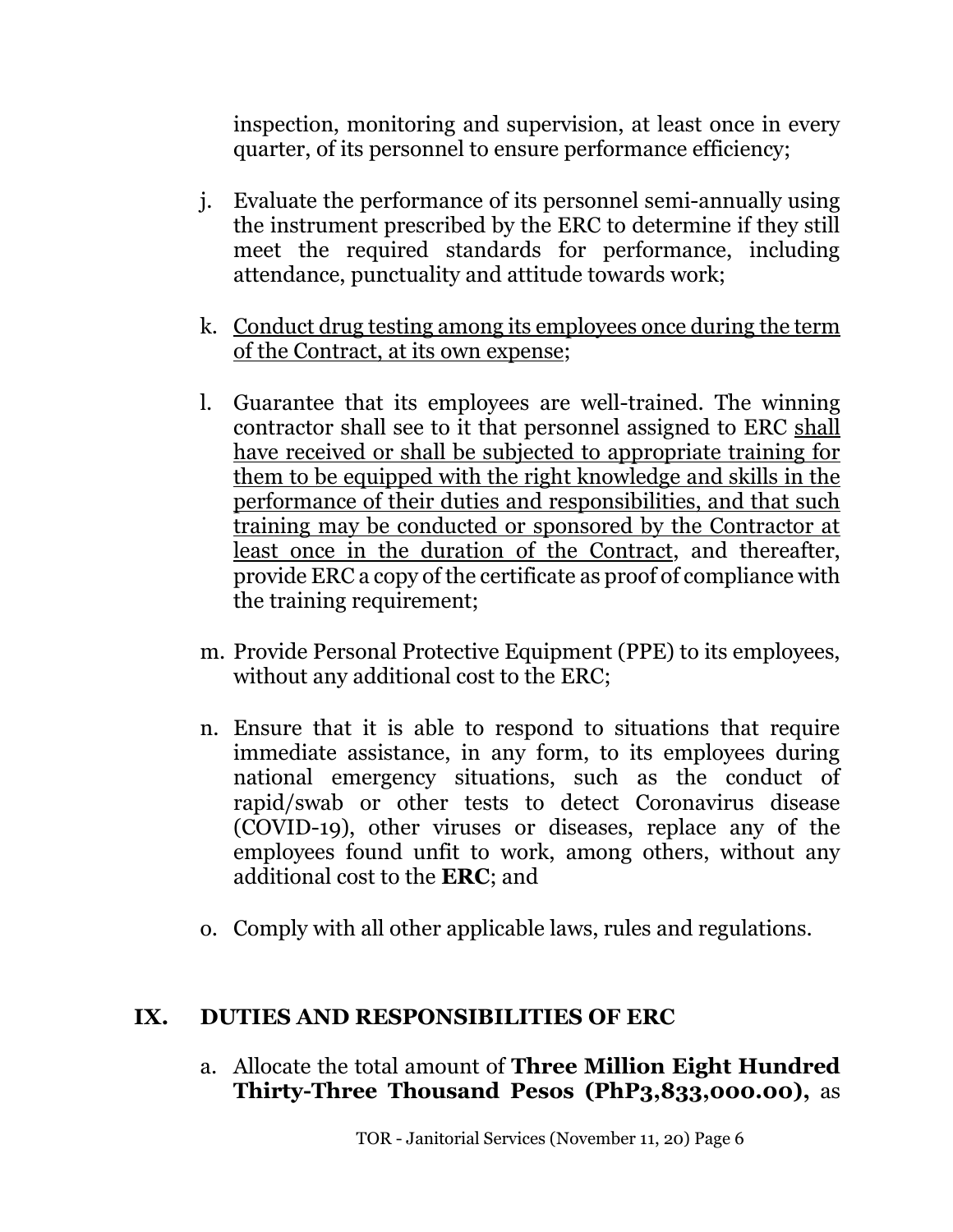inspection, monitoring and supervision, at least once in every quarter, of its personnel to ensure performance efficiency;

j. Evaluate the performance of its personnel semi-annually using the instrument prescribed by the ERC to determine if they still meet the required standards for performance, including attendance, punctuality and attitude towards work;

k. <u>Conduct drug testing among its employees once during the term of the Contract, at its own expense</u>;

l. Guarantee that its employees are well-trained. The winning contractor shall see to it that personnel assigned to ERC <u>shall have received or shall be subjected to appropriate training for them to be equipped with the right knowledge and skills in the performance of their duties and responsibilities, and that such training may be conducted or sponsored by the Contractor at least once in the duration of the Contract</u>, and thereafter, provide ERC a copy of the certificate as proof of compliance with the training requirement;

m. Provide Personal Protective Equipment (PPE) to its employees, without any additional cost to the ERC;

n. Ensure that it is able to respond to situations that require immediate assistance, in any form, to its employees during national emergency situations, such as the conduct of rapid/swab or other tests to detect Coronavirus disease (COVID-19), other viruses or diseases, replace any of the employees found unfit to work, among others, without any additional cost to the **ERC**; and

o. Comply with all other applicable laws, rules and regulations.

## IX. DUTIES AND RESPONSIBILITIES OF ERC

a. Allocate the total amount of **Three Million Eight Hundred Thirty-Three Thousand Pesos (PhP3,833,000.00),** as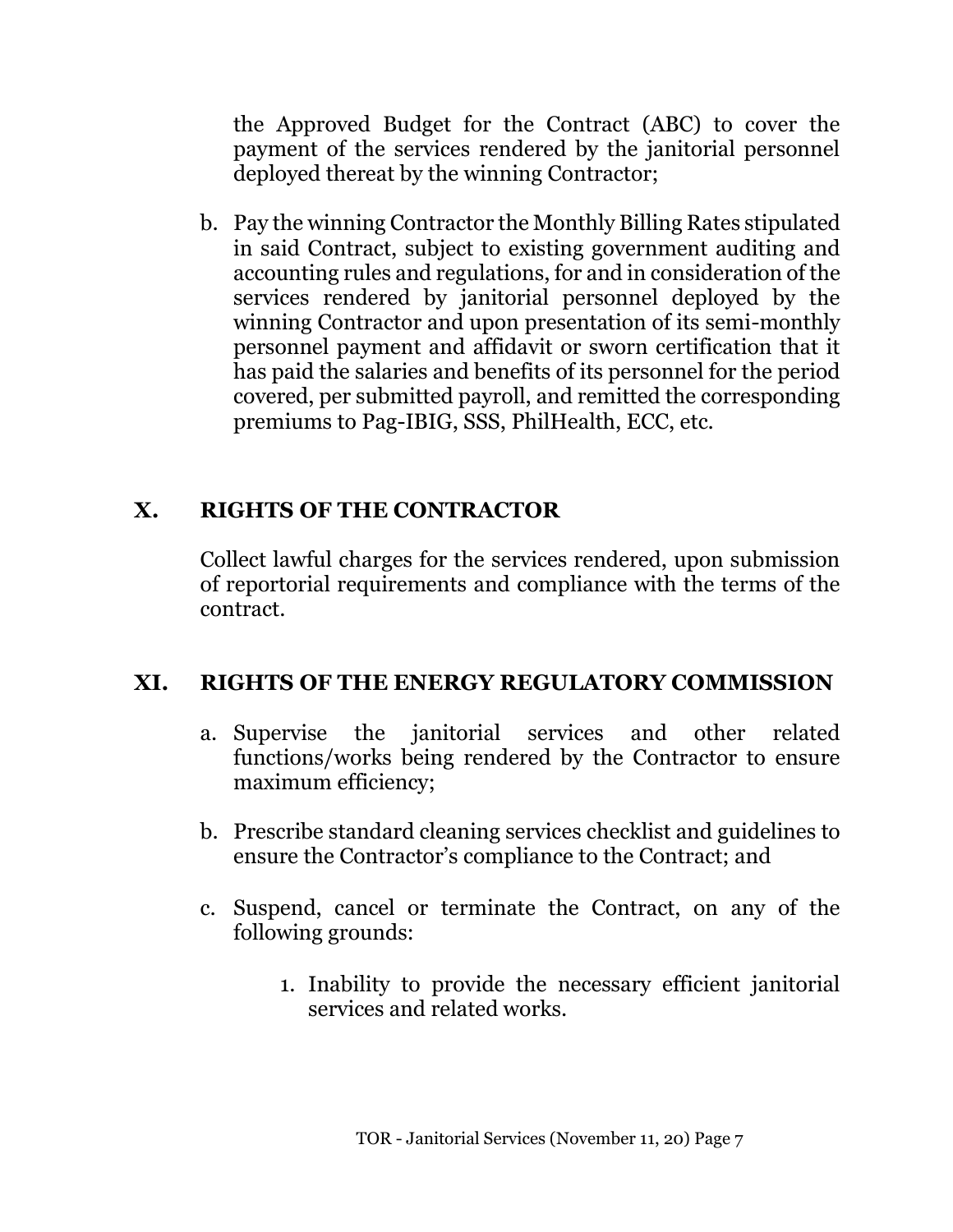the Approved Budget for the Contract (ABC) to cover the payment of the services rendered by the janitorial personnel deployed thereat by the winning Contractor;

b. Pay the winning Contractor the Monthly Billing Rates stipulated in said Contract, subject to existing government auditing and accounting rules and regulations, for and in consideration of the services rendered by janitorial personnel deployed by the winning Contractor and upon presentation of its semi-monthly personnel payment and affidavit or sworn certification that it has paid the salaries and benefits of its personnel for the period covered, per submitted payroll, and remitted the corresponding premiums to Pag-IBIG, SSS, PhilHealth, ECC, etc.

## X. RIGHTS OF THE CONTRACTOR

Collect lawful charges for the services rendered, upon submission of reportorial requirements and compliance with the terms of the contract.

## XI. RIGHTS OF THE ENERGY REGULATORY COMMISSION

a. Supervise the janitorial services and other related functions/works being rendered by the Contractor to ensure maximum efficiency;

b. Prescribe standard cleaning services checklist and guidelines to ensure the Contractor's compliance to the Contract; and

c. Suspend, cancel or terminate the Contract, on any of the following grounds:

    1. Inability to provide the necessary efficient janitorial services and related works.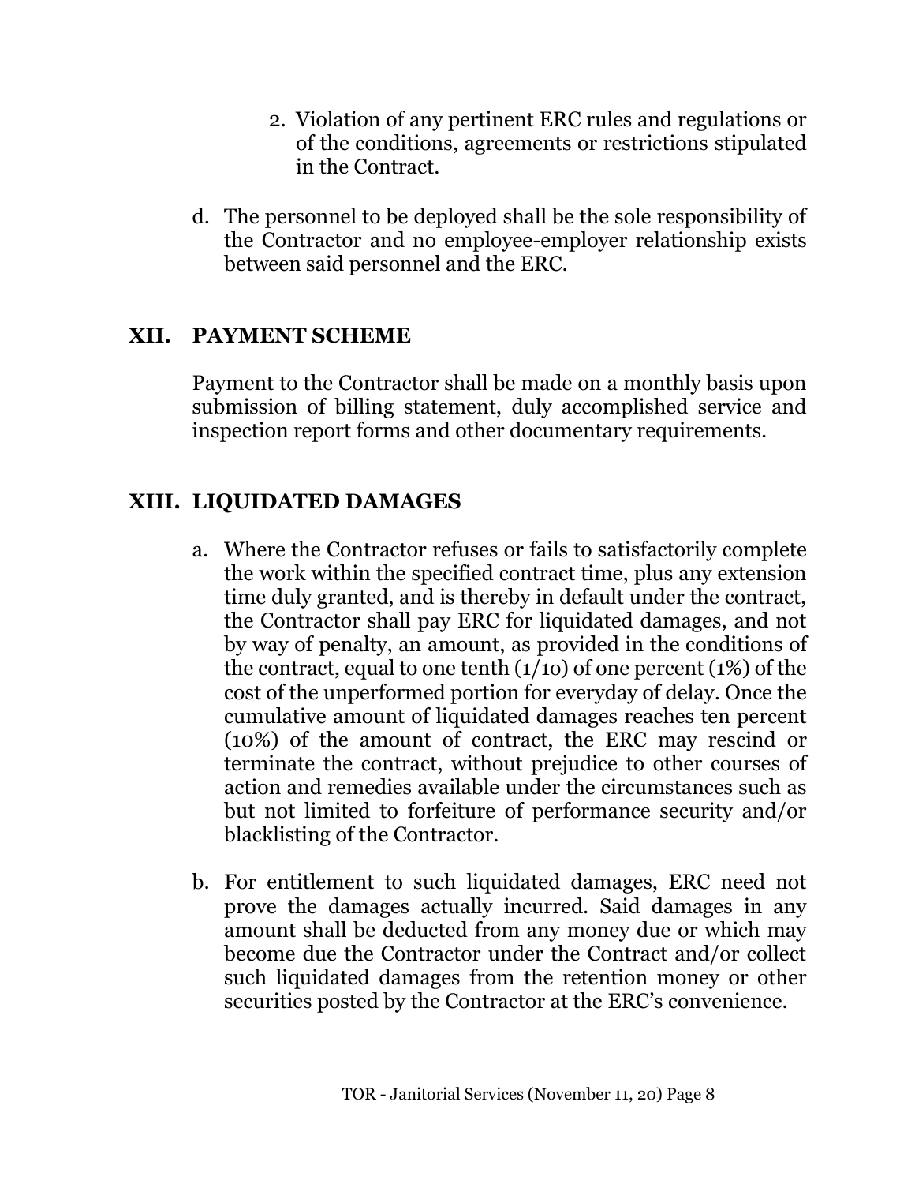2. Violation of any pertinent ERC rules and regulations or of the conditions, agreements or restrictions stipulated in the Contract.

d. The personnel to be deployed shall be the sole responsibility of the Contractor and no employee-employer relationship exists between said personnel and the ERC.

## XII. PAYMENT SCHEME

Payment to the Contractor shall be made on a monthly basis upon submission of billing statement, duly accomplished service and inspection report forms and other documentary requirements.

## XIII. LIQUIDATED DAMAGES

a. Where the Contractor refuses or fails to satisfactorily complete the work within the specified contract time, plus any extension time duly granted, and is thereby in default under the contract, the Contractor shall pay ERC for liquidated damages, and not by way of penalty, an amount, as provided in the conditions of the contract, equal to one tenth (1/10) of one percent (1%) of the cost of the unperformed portion for everyday of delay. Once the cumulative amount of liquidated damages reaches ten percent (10%) of the amount of contract, the ERC may rescind or terminate the contract, without prejudice to other courses of action and remedies available under the circumstances such as but not limited to forfeiture of performance security and/or blacklisting of the Contractor.

b. For entitlement to such liquidated damages, ERC need not prove the damages actually incurred. Said damages in any amount shall be deducted from any money due or which may become due the Contractor under the Contract and/or collect such liquidated damages from the retention money or other securities posted by the Contractor at the ERC's convenience.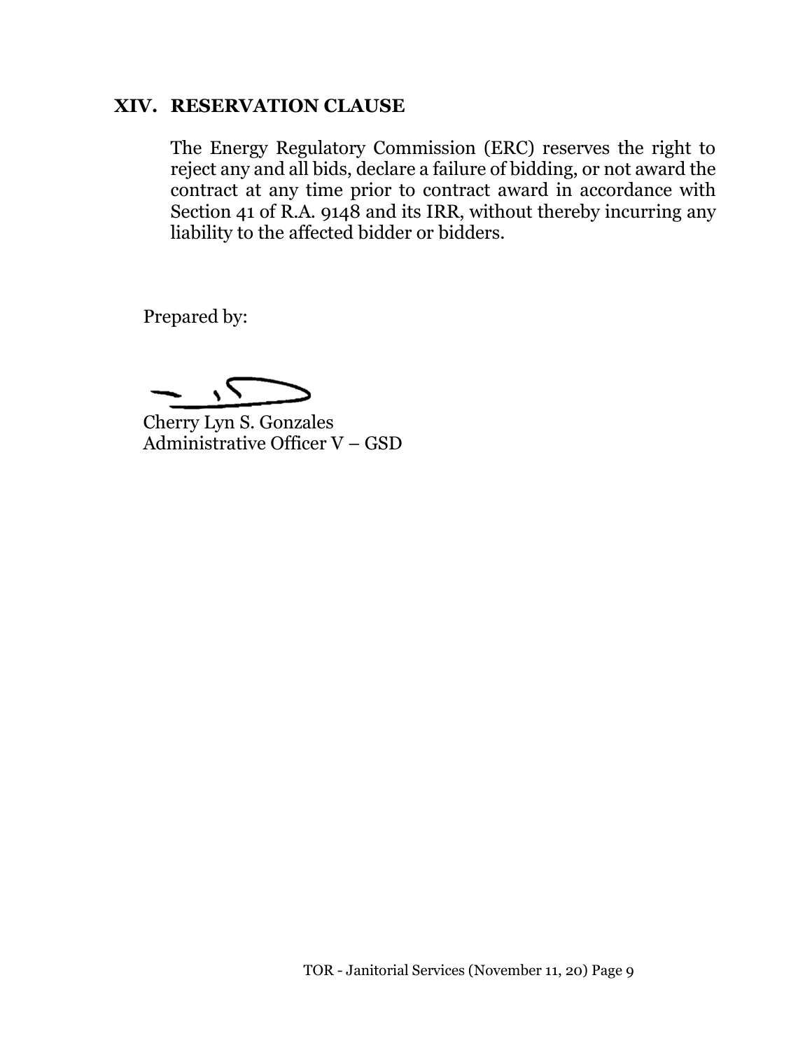## XIV. RESERVATION CLAUSE

The Energy Regulatory Commission (ERC) reserves the right to reject any and all bids, declare a failure of bidding, or not award the contract at any time prior to contract award in accordance with Section 41 of R.A. 9148 and its IRR, without thereby incurring any liability to the affected bidder or bidders.

Prepared by:

Cherry Lyn S. Gonzales
Administrative Officer V – GSD